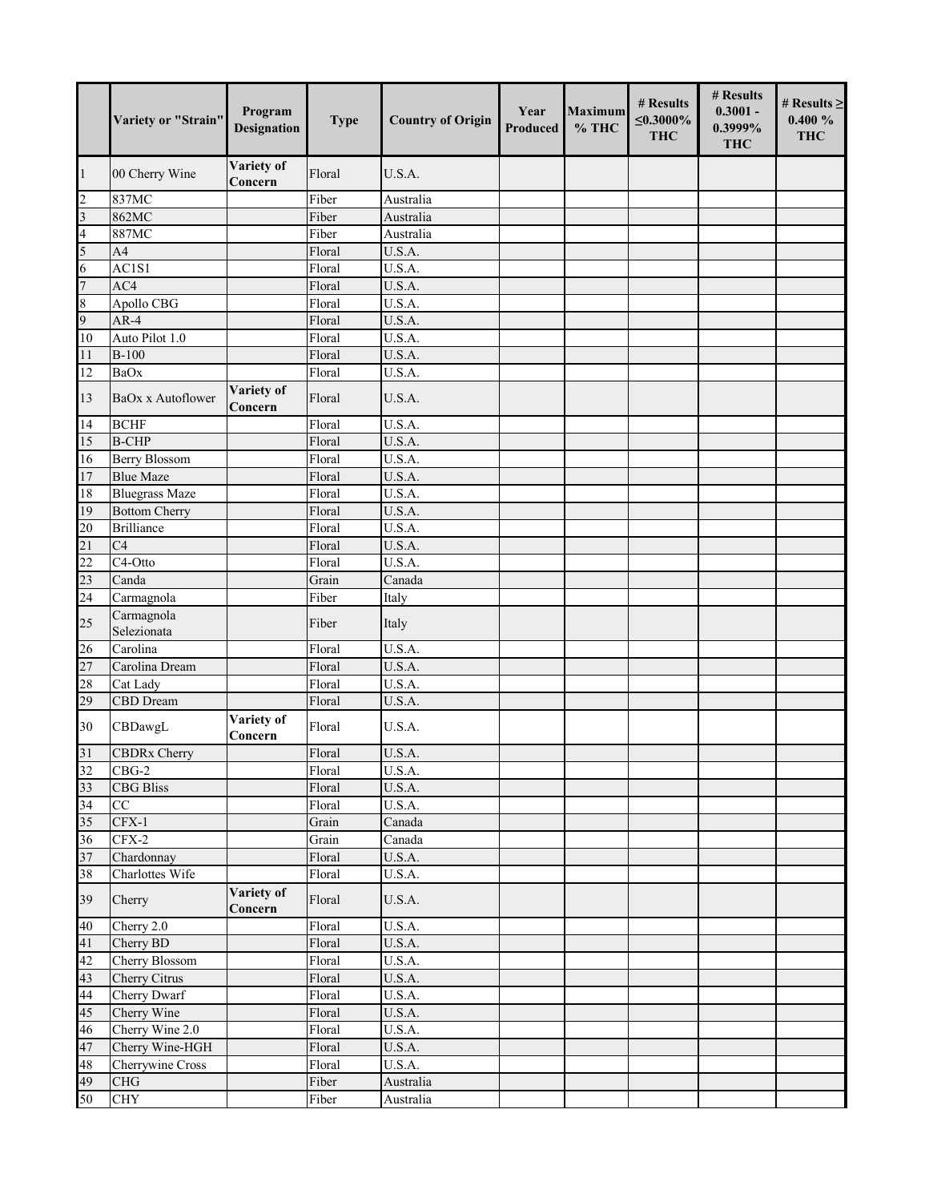| | Variety or "Strain" | Program Designation | Type | Country of Origin | Year Produced | Maximum % THC | # Results ≤0.3000% THC | # Results 0.3001 - 0.3999% THC | # Results ≥ 0.400 % THC |
|---|---|---|---|---|---|---|---|---|---|
| 1 | 00 Cherry Wine | Variety of Concern | Floral | U.S.A. | | | | | |
| 2 | 837MC | | Fiber | Australia | | | | | |
| 3 | 862MC | | Fiber | Australia | | | | | |
| 4 | 887MC | | Fiber | Australia | | | | | |
| 5 | A4 | | Floral | U.S.A. | | | | | |
| 6 | AC1S1 | | Floral | U.S.A. | | | | | |
| 7 | AC4 | | Floral | U.S.A. | | | | | |
| 8 | Apollo CBG | | Floral | U.S.A. | | | | | |
| 9 | AR-4 | | Floral | U.S.A. | | | | | |
| 10 | Auto Pilot 1.0 | | Floral | U.S.A. | | | | | |
| 11 | B-100 | | Floral | U.S.A. | | | | | |
| 12 | BaOx | | Floral | U.S.A. | | | | | |
| 13 | BaOx x Autoflower | Variety of Concern | Floral | U.S.A. | | | | | |
| 14 | BCHF | | Floral | U.S.A. | | | | | |
| 15 | B-CHP | | Floral | U.S.A. | | | | | |
| 16 | Berry Blossom | | Floral | U.S.A. | | | | | |
| 17 | Blue Maze | | Floral | U.S.A. | | | | | |
| 18 | Bluegrass Maze | | Floral | U.S.A. | | | | | |
| 19 | Bottom Cherry | | Floral | U.S.A. | | | | | |
| 20 | Brilliance | | Floral | U.S.A. | | | | | |
| 21 | C4 | | Floral | U.S.A. | | | | | |
| 22 | C4-Otto | | Floral | U.S.A. | | | | | |
| 23 | Canda | | Grain | Canada | | | | | |
| 24 | Carmagnola | | Fiber | Italy | | | | | |
| 25 | Carmagnola Selezionata | | Fiber | Italy | | | | | |
| 26 | Carolina | | Floral | U.S.A. | | | | | |
| 27 | Carolina Dream | | Floral | U.S.A. | | | | | |
| 28 | Cat Lady | | Floral | U.S.A. | | | | | |
| 29 | CBD Dream | | Floral | U.S.A. | | | | | |
| 30 | CBDawgL | Variety of Concern | Floral | U.S.A. | | | | | |
| 31 | CBDRx Cherry | | Floral | U.S.A. | | | | | |
| 32 | CBG-2 | | Floral | U.S.A. | | | | | |
| 33 | CBG Bliss | | Floral | U.S.A. | | | | | |
| 34 | CC | | Floral | U.S.A. | | | | | |
| 35 | CFX-1 | | Grain | Canada | | | | | |
| 36 | CFX-2 | | Grain | Canada | | | | | |
| 37 | Chardonnay | | Floral | U.S.A. | | | | | |
| 38 | Charlottes Wife | | Floral | U.S.A. | | | | | |
| 39 | Cherry | Variety of Concern | Floral | U.S.A. | | | | | |
| 40 | Cherry 2.0 | | Floral | U.S.A. | | | | | |
| 41 | Cherry BD | | Floral | U.S.A. | | | | | |
| 42 | Cherry Blossom | | Floral | U.S.A. | | | | | |
| 43 | Cherry Citrus | | Floral | U.S.A. | | | | | |
| 44 | Cherry Dwarf | | Floral | U.S.A. | | | | | |
| 45 | Cherry Wine | | Floral | U.S.A. | | | | | |
| 46 | Cherry Wine 2.0 | | Floral | U.S.A. | | | | | |
| 47 | Cherry Wine-HGH | | Floral | U.S.A. | | | | | |
| 48 | Cherrywine Cross | | Floral | U.S.A. | | | | | |
| 49 | CHG | | Fiber | Australia | | | | | |
| 50 | CHY | | Fiber | Australia | | | | | |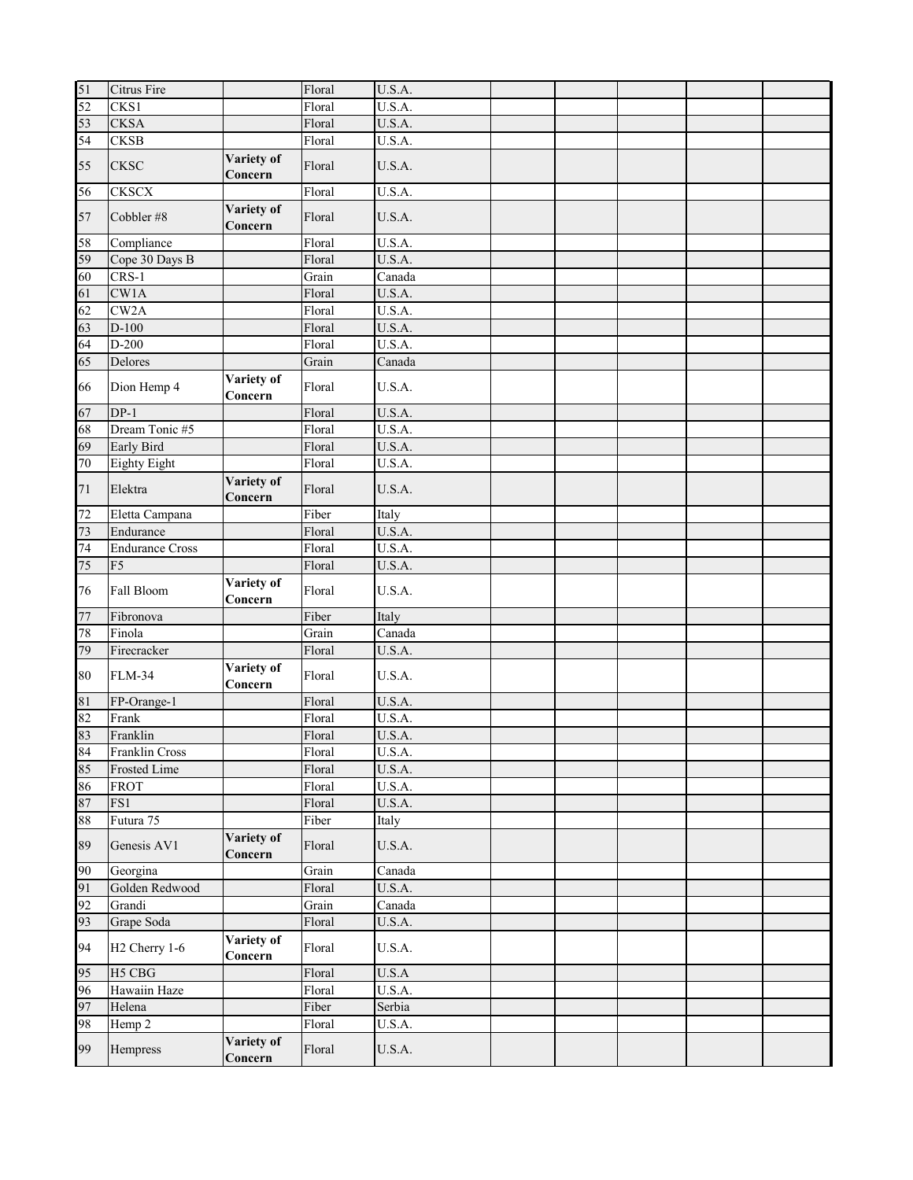| | | | | | | | | | |
|---|---|---|---|---|---|---|---|---|---|
| 51 | Citrus Fire | | Floral | U.S.A. | | | | | |
| 52 | CKS1 | | Floral | U.S.A. | | | | | |
| 53 | CKSA | | Floral | U.S.A. | | | | | |
| 54 | CKSB | | Floral | U.S.A. | | | | | |
| 55 | CKSC | **Variety of Concern** | Floral | U.S.A. | | | | | |
| 56 | CKSCX | | Floral | U.S.A. | | | | | |
| 57 | Cobbler #8 | **Variety of Concern** | Floral | U.S.A. | | | | | |
| 58 | Compliance | | Floral | U.S.A. | | | | | |
| 59 | Cope 30 Days B | | Floral | U.S.A. | | | | | |
| 60 | CRS-1 | | Grain | Canada | | | | | |
| 61 | CW1A | | Floral | U.S.A. | | | | | |
| 62 | CW2A | | Floral | U.S.A. | | | | | |
| 63 | D-100 | | Floral | U.S.A. | | | | | |
| 64 | D-200 | | Floral | U.S.A. | | | | | |
| 65 | Delores | | Grain | Canada | | | | | |
| 66 | Dion Hemp 4 | **Variety of Concern** | Floral | U.S.A. | | | | | |
| 67 | DP-1 | | Floral | U.S.A. | | | | | |
| 68 | Dream Tonic #5 | | Floral | U.S.A. | | | | | |
| 69 | Early Bird | | Floral | U.S.A. | | | | | |
| 70 | Eighty Eight | | Floral | U.S.A. | | | | | |
| 71 | Elektra | **Variety of Concern** | Floral | U.S.A. | | | | | |
| 72 | Eletta Campana | | Fiber | Italy | | | | | |
| 73 | Endurance | | Floral | U.S.A. | | | | | |
| 74 | Endurance Cross | | Floral | U.S.A. | | | | | |
| 75 | F5 | | Floral | U.S.A. | | | | | |
| 76 | Fall Bloom | **Variety of Concern** | Floral | U.S.A. | | | | | |
| 77 | Fibronova | | Fiber | Italy | | | | | |
| 78 | Finola | | Grain | Canada | | | | | |
| 79 | Firecracker | | Floral | U.S.A. | | | | | |
| 80 | FLM-34 | **Variety of Concern** | Floral | U.S.A. | | | | | |
| 81 | FP-Orange-1 | | Floral | U.S.A. | | | | | |
| 82 | Frank | | Floral | U.S.A. | | | | | |
| 83 | Franklin | | Floral | U.S.A. | | | | | |
| 84 | Franklin Cross | | Floral | U.S.A. | | | | | |
| 85 | Frosted Lime | | Floral | U.S.A. | | | | | |
| 86 | FROT | | Floral | U.S.A. | | | | | |
| 87 | FS1 | | Floral | U.S.A. | | | | | |
| 88 | Futura 75 | | Fiber | Italy | | | | | |
| 89 | Genesis AV1 | **Variety of Concern** | Floral | U.S.A. | | | | | |
| 90 | Georgina | | Grain | Canada | | | | | |
| 91 | Golden Redwood | | Floral | U.S.A. | | | | | |
| 92 | Grandi | | Grain | Canada | | | | | |
| 93 | Grape Soda | | Floral | U.S.A. | | | | | |
| 94 | H2 Cherry 1-6 | **Variety of Concern** | Floral | U.S.A. | | | | | |
| 95 | H5 CBG | | Floral | U.S.A | | | | | |
| 96 | Hawaiin Haze | | Floral | U.S.A. | | | | | |
| 97 | Helena | | Fiber | Serbia | | | | | |
| 98 | Hemp 2 | | Floral | U.S.A. | | | | | |
| 99 | Hempress | **Variety of Concern** | Floral | U.S.A. | | | | | |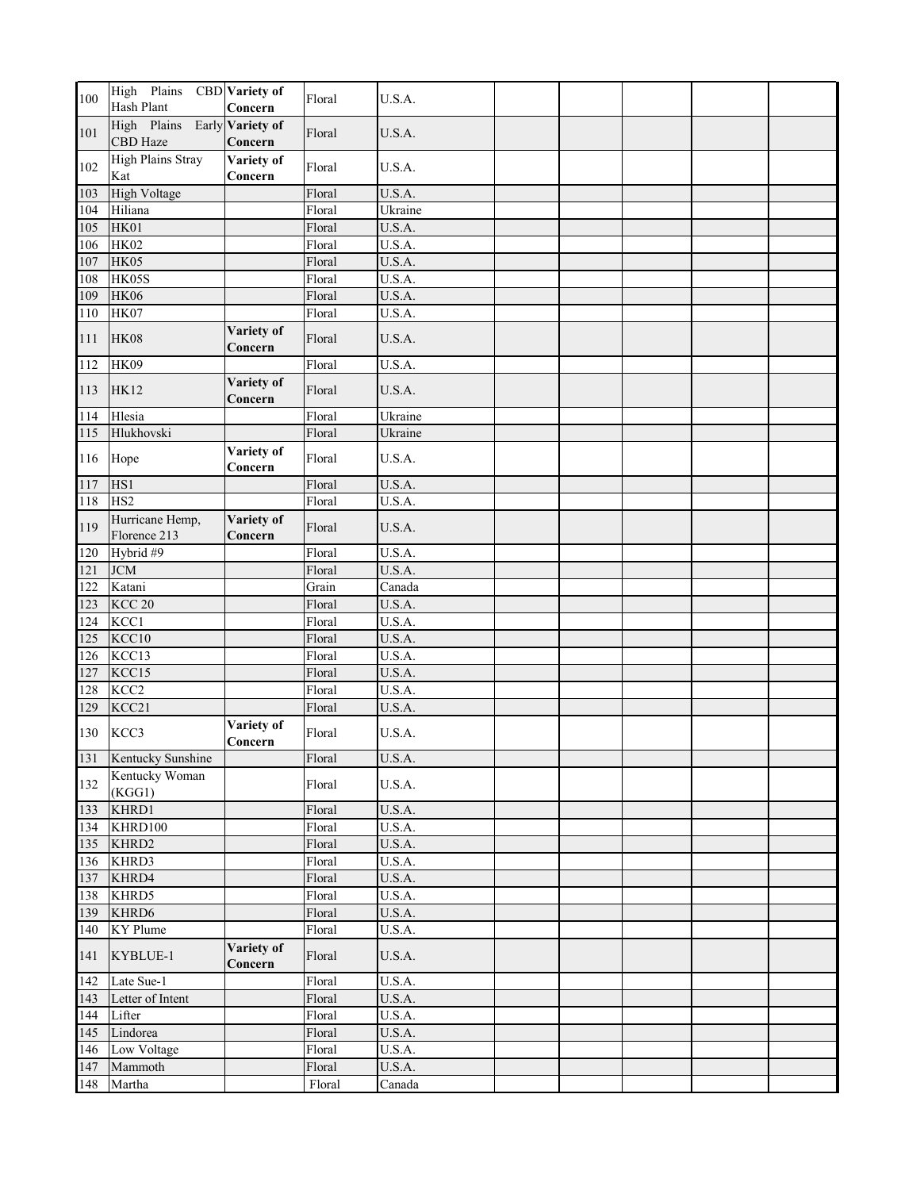| | | | | | | | | | | |
|---|---|---|---|---|---|---|---|---|---|---|
| 100 | High Plains CBD Hash Plant | **Variety of Concern** | Floral | U.S.A. | | | | | | |
| 101 | High Plains Early CBD Haze | **Variety of Concern** | Floral | U.S.A. | | | | | | |
| 102 | High Plains Stray Kat | **Variety of Concern** | Floral | U.S.A. | | | | | | |
| 103 | High Voltage | | Floral | U.S.A. | | | | | | |
| 104 | Hiliana | | Floral | Ukraine | | | | | | |
| 105 | HK01 | | Floral | U.S.A. | | | | | | |
| 106 | HK02 | | Floral | U.S.A. | | | | | | |
| 107 | HK05 | | Floral | U.S.A. | | | | | | |
| 108 | HK05S | | Floral | U.S.A. | | | | | | |
| 109 | HK06 | | Floral | U.S.A. | | | | | | |
| 110 | HK07 | | Floral | U.S.A. | | | | | | |
| 111 | HK08 | **Variety of Concern** | Floral | U.S.A. | | | | | | |
| 112 | HK09 | | Floral | U.S.A. | | | | | | |
| 113 | HK12 | **Variety of Concern** | Floral | U.S.A. | | | | | | |
| 114 | Hlesia | | Floral | Ukraine | | | | | | |
| 115 | Hlukhovski | | Floral | Ukraine | | | | | | |
| 116 | Hope | **Variety of Concern** | Floral | U.S.A. | | | | | | |
| 117 | HS1 | | Floral | U.S.A. | | | | | | |
| 118 | HS2 | | Floral | U.S.A. | | | | | | |
| 119 | Hurricane Hemp, Florence 213 | **Variety of Concern** | Floral | U.S.A. | | | | | | |
| 120 | Hybrid #9 | | Floral | U.S.A. | | | | | | |
| 121 | JCM | | Floral | U.S.A. | | | | | | |
| 122 | Katani | | Grain | Canada | | | | | | |
| 123 | KCC 20 | | Floral | U.S.A. | | | | | | |
| 124 | KCC1 | | Floral | U.S.A. | | | | | | |
| 125 | KCC10 | | Floral | U.S.A. | | | | | | |
| 126 | KCC13 | | Floral | U.S.A. | | | | | | |
| 127 | KCC15 | | Floral | U.S.A. | | | | | | |
| 128 | KCC2 | | Floral | U.S.A. | | | | | | |
| 129 | KCC21 | | Floral | U.S.A. | | | | | | |
| 130 | KCC3 | **Variety of Concern** | Floral | U.S.A. | | | | | | |
| 131 | Kentucky Sunshine | | Floral | U.S.A. | | | | | | |
| 132 | Kentucky Woman (KGG1) | | Floral | U.S.A. | | | | | | |
| 133 | KHRD1 | | Floral | U.S.A. | | | | | | |
| 134 | KHRD100 | | Floral | U.S.A. | | | | | | |
| 135 | KHRD2 | | Floral | U.S.A. | | | | | | |
| 136 | KHRD3 | | Floral | U.S.A. | | | | | | |
| 137 | KHRD4 | | Floral | U.S.A. | | | | | | |
| 138 | KHRD5 | | Floral | U.S.A. | | | | | | |
| 139 | KHRD6 | | Floral | U.S.A. | | | | | | |
| 140 | KY Plume | | Floral | U.S.A. | | | | | | |
| 141 | KYBLUE-1 | **Variety of Concern** | Floral | U.S.A. | | | | | | |
| 142 | Late Sue-1 | | Floral | U.S.A. | | | | | | |
| 143 | Letter of Intent | | Floral | U.S.A. | | | | | | |
| 144 | Lifter | | Floral | U.S.A. | | | | | | |
| 145 | Lindorea | | Floral | U.S.A. | | | | | | |
| 146 | Low Voltage | | Floral | U.S.A. | | | | | | |
| 147 | Mammoth | | Floral | U.S.A. | | | | | | |
| 148 | Martha | | Floral | Canada | | | | | | |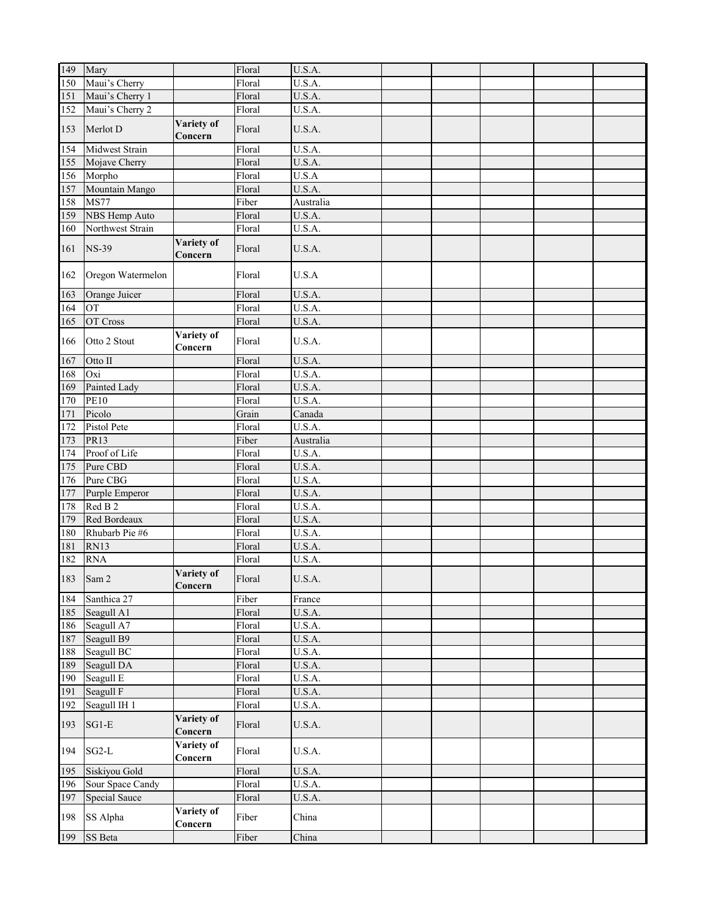| | | | | | | | | | |
|---|---|---|---|---|---|---|---|---|---|
| 149 | Mary | | Floral | U.S.A. | | | | | |
| 150 | Maui's Cherry | | Floral | U.S.A. | | | | | |
| 151 | Maui's Cherry 1 | | Floral | U.S.A. | | | | | |
| 152 | Maui's Cherry 2 | | Floral | U.S.A. | | | | | |
| 153 | Merlot D | **Variety of Concern** | Floral | U.S.A. | | | | | |
| 154 | Midwest Strain | | Floral | U.S.A. | | | | | |
| 155 | Mojave Cherry | | Floral | U.S.A. | | | | | |
| 156 | Morpho | | Floral | U.S.A | | | | | |
| 157 | Mountain Mango | | Floral | U.S.A. | | | | | |
| 158 | MS77 | | Fiber | Australia | | | | | |
| 159 | NBS Hemp Auto | | Floral | U.S.A. | | | | | |
| 160 | Northwest Strain | | Floral | U.S.A. | | | | | |
| 161 | NS-39 | **Variety of Concern** | Floral | U.S.A. | | | | | |
| 162 | Oregon Watermelon | | Floral | U.S.A | | | | | |
| 163 | Orange Juicer | | Floral | U.S.A. | | | | | |
| 164 | OT | | Floral | U.S.A. | | | | | |
| 165 | OT Cross | | Floral | U.S.A. | | | | | |
| 166 | Otto 2 Stout | **Variety of Concern** | Floral | U.S.A. | | | | | |
| 167 | Otto II | | Floral | U.S.A. | | | | | |
| 168 | Oxi | | Floral | U.S.A. | | | | | |
| 169 | Painted Lady | | Floral | U.S.A. | | | | | |
| 170 | PE10 | | Floral | U.S.A. | | | | | |
| 171 | Picolo | | Grain | Canada | | | | | |
| 172 | Pistol Pete | | Floral | U.S.A. | | | | | |
| 173 | PR13 | | Fiber | Australia | | | | | |
| 174 | Proof of Life | | Floral | U.S.A. | | | | | |
| 175 | Pure CBD | | Floral | U.S.A. | | | | | |
| 176 | Pure CBG | | Floral | U.S.A. | | | | | |
| 177 | Purple Emperor | | Floral | U.S.A. | | | | | |
| 178 | Red B 2 | | Floral | U.S.A. | | | | | |
| 179 | Red Bordeaux | | Floral | U.S.A. | | | | | |
| 180 | Rhubarb Pie #6 | | Floral | U.S.A. | | | | | |
| 181 | RN13 | | Floral | U.S.A. | | | | | |
| 182 | RNA | | Floral | U.S.A. | | | | | |
| 183 | Sam 2 | **Variety of Concern** | Floral | U.S.A. | | | | | |
| 184 | Santhica 27 | | Fiber | France | | | | | |
| 185 | Seagull A1 | | Floral | U.S.A. | | | | | |
| 186 | Seagull A7 | | Floral | U.S.A. | | | | | |
| 187 | Seagull B9 | | Floral | U.S.A. | | | | | |
| 188 | Seagull BC | | Floral | U.S.A. | | | | | |
| 189 | Seagull DA | | Floral | U.S.A. | | | | | |
| 190 | Seagull E | | Floral | U.S.A. | | | | | |
| 191 | Seagull F | | Floral | U.S.A. | | | | | |
| 192 | Seagull IH 1 | | Floral | U.S.A. | | | | | |
| 193 | SG1-E | **Variety of Concern** | Floral | U.S.A. | | | | | |
| 194 | SG2-L | **Variety of Concern** | Floral | U.S.A. | | | | | |
| 195 | Siskiyou Gold | | Floral | U.S.A. | | | | | |
| 196 | Sour Space Candy | | Floral | U.S.A. | | | | | |
| 197 | Special Sauce | | Floral | U.S.A. | | | | | |
| 198 | SS Alpha | **Variety of Concern** | Fiber | China | | | | | |
| 199 | SS Beta | | Fiber | China | | | | | |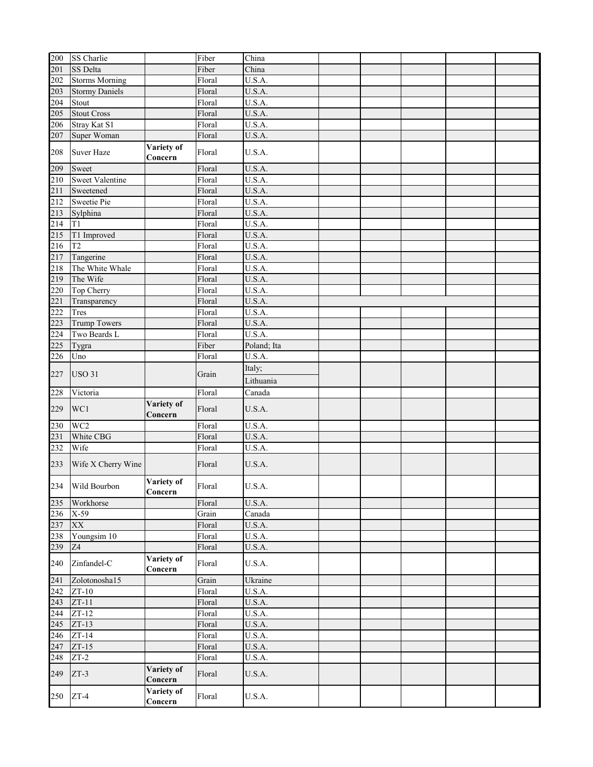| | | | | | | | | | |
|---|---|---|---|---|---|---|---|---|---|
| 200 | SS Charlie | | Fiber | China | | | | | |
| 201 | SS Delta | | Fiber | China | | | | | |
| 202 | Storms Morning | | Floral | U.S.A. | | | | | |
| 203 | Stormy Daniels | | Floral | U.S.A. | | | | | |
| 204 | Stout | | Floral | U.S.A. | | | | | |
| 205 | Stout Cross | | Floral | U.S.A. | | | | | |
| 206 | Stray Kat S1 | | Floral | U.S.A. | | | | | |
| 207 | Super Woman | | Floral | U.S.A. | | | | | |
| 208 | Suver Haze | **Variety of Concern** | Floral | U.S.A. | | | | | |
| 209 | Sweet | | Floral | U.S.A. | | | | | |
| 210 | Sweet Valentine | | Floral | U.S.A. | | | | | |
| 211 | Sweetened | | Floral | U.S.A. | | | | | |
| 212 | Sweetie Pie | | Floral | U.S.A. | | | | | |
| 213 | Sylphina | | Floral | U.S.A. | | | | | |
| 214 | T1 | | Floral | U.S.A. | | | | | |
| 215 | T1 Improved | | Floral | U.S.A. | | | | | |
| 216 | T2 | | Floral | U.S.A. | | | | | |
| 217 | Tangerine | | Floral | U.S.A. | | | | | |
| 218 | The White Whale | | Floral | U.S.A. | | | | | |
| 219 | The Wife | | Floral | U.S.A. | | | | | |
| 220 | Top Cherry | | Floral | U.S.A. | | | | | |
| 221 | Transparency | | Floral | U.S.A. | | | | | |
| 222 | Tres | | Floral | U.S.A. | | | | | |
| 223 | Trump Towers | | Floral | U.S.A. | | | | | |
| 224 | Two Beards L | | Floral | U.S.A. | | | | | |
| 225 | Tygra | | Fiber | Poland; Ita | | | | | |
| 226 | Uno | | Floral | U.S.A. | | | | | |
| 227 | USO 31 | | Grain | Italy; Lithuania | | | | | |
| 228 | Victoria | | Floral | Canada | | | | | |
| 229 | WC1 | **Variety of Concern** | Floral | U.S.A. | | | | | |
| 230 | WC2 | | Floral | U.S.A. | | | | | |
| 231 | White CBG | | Floral | U.S.A. | | | | | |
| 232 | Wife | | Floral | U.S.A. | | | | | |
| 233 | Wife X Cherry Wine | | Floral | U.S.A. | | | | | |
| 234 | Wild Bourbon | **Variety of Concern** | Floral | U.S.A. | | | | | |
| 235 | Workhorse | | Floral | U.S.A. | | | | | |
| 236 | X-59 | | Grain | Canada | | | | | |
| 237 | XX | | Floral | U.S.A. | | | | | |
| 238 | Youngsim 10 | | Floral | U.S.A. | | | | | |
| 239 | Z4 | | Floral | U.S.A. | | | | | |
| 240 | Zinfandel-C | **Variety of Concern** | Floral | U.S.A. | | | | | |
| 241 | Zolotonosha15 | | Grain | Ukraine | | | | | |
| 242 | ZT-10 | | Floral | U.S.A. | | | | | |
| 243 | ZT-11 | | Floral | U.S.A. | | | | | |
| 244 | ZT-12 | | Floral | U.S.A. | | | | | |
| 245 | ZT-13 | | Floral | U.S.A. | | | | | |
| 246 | ZT-14 | | Floral | U.S.A. | | | | | |
| 247 | ZT-15 | | Floral | U.S.A. | | | | | |
| 248 | ZT-2 | | Floral | U.S.A. | | | | | |
| 249 | ZT-3 | **Variety of Concern** | Floral | U.S.A. | | | | | |
| 250 | ZT-4 | **Variety of Concern** | Floral | U.S.A. | | | | | |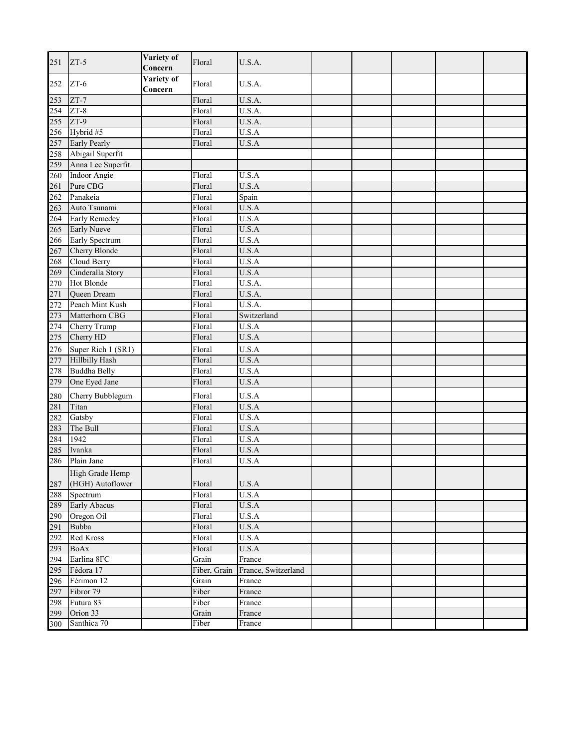| | | | | | | | | | |
|---|---|---|---|---|---|---|---|---|---|
| 251 | ZT-5 | **Variety of Concern** | Floral | U.S.A. | | | | | |
| 252 | ZT-6 | **Variety of Concern** | Floral | U.S.A. | | | | | |
| 253 | ZT-7 | | Floral | U.S.A. | | | | | |
| 254 | ZT-8 | | Floral | U.S.A. | | | | | |
| 255 | ZT-9 | | Floral | U.S.A. | | | | | |
| 256 | Hybrid #5 | | Floral | U.S.A | | | | | |
| 257 | Early Pearly | | Floral | U.S.A | | | | | |
| 258 | Abigail Superfit | | | | | | | | |
| 259 | Anna Lee Superfit | | | | | | | | |
| 260 | Indoor Angie | | Floral | U.S.A | | | | | |
| 261 | Pure CBG | | Floral | U.S.A | | | | | |
| 262 | Panakeia | | Floral | Spain | | | | | |
| 263 | Auto Tsunami | | Floral | U.S.A | | | | | |
| 264 | Early Remedey | | Floral | U.S.A | | | | | |
| 265 | Early Nueve | | Floral | U.S.A | | | | | |
| 266 | Early Spectrum | | Floral | U.S.A | | | | | |
| 267 | Cherry Blonde | | Floral | U.S.A | | | | | |
| 268 | Cloud Berry | | Floral | U.S.A | | | | | |
| 269 | Cinderalla Story | | Floral | U.S.A | | | | | |
| 270 | Hot Blonde | | Floral | U.S.A. | | | | | |
| 271 | Queen Dream | | Floral | U.S.A. | | | | | |
| 272 | Peach Mint Kush | | Floral | U.S.A. | | | | | |
| 273 | Matterhorn CBG | | Floral | Switzerland | | | | | |
| 274 | Cherry Trump | | Floral | U.S.A | | | | | |
| 275 | Cherry HD | | Floral | U.S.A | | | | | |
| 276 | Super Rich 1 (SR1) | | Floral | U.S.A | | | | | |
| 277 | Hillbilly Hash | | Floral | U.S.A | | | | | |
| 278 | Buddha Belly | | Floral | U.S.A | | | | | |
| 279 | One Eyed Jane | | Floral | U.S.A | | | | | |
| 280 | Cherry Bubblegum | | Floral | U.S.A | | | | | |
| 281 | Titan | | Floral | U.S.A | | | | | |
| 282 | Gatsby | | Floral | U.S.A | | | | | |
| 283 | The Bull | | Floral | U.S.A | | | | | |
| 284 | 1942 | | Floral | U.S.A | | | | | |
| 285 | Ivanka | | Floral | U.S.A | | | | | |
| 286 | Plain Jane | | Floral | U.S.A | | | | | |
| 287 | High Grade Hemp (HGH) Autoflower | | Floral | U.S.A | | | | | |
| 288 | Spectrum | | Floral | U.S.A | | | | | |
| 289 | Early Abacus | | Floral | U.S.A | | | | | |
| 290 | Oregon Oil | | Floral | U.S.A | | | | | |
| 291 | Bubba | | Floral | U.S.A | | | | | |
| 292 | Red Kross | | Floral | U.S.A | | | | | |
| 293 | BoAx | | Floral | U.S.A | | | | | |
| 294 | Earlina 8FC | | Grain | France | | | | | |
| 295 | Fédora 17 | | Fiber, Grain | France, Switzerland | | | | | |
| 296 | Férimon 12 | | Grain | France | | | | | |
| 297 | Fibror 79 | | Fiber | France | | | | | |
| 298 | Futura 83 | | Fiber | France | | | | | |
| 299 | Orion 33 | | Grain | France | | | | | |
| 300 | Santhica 70 | | Fiber | France | | | | | |